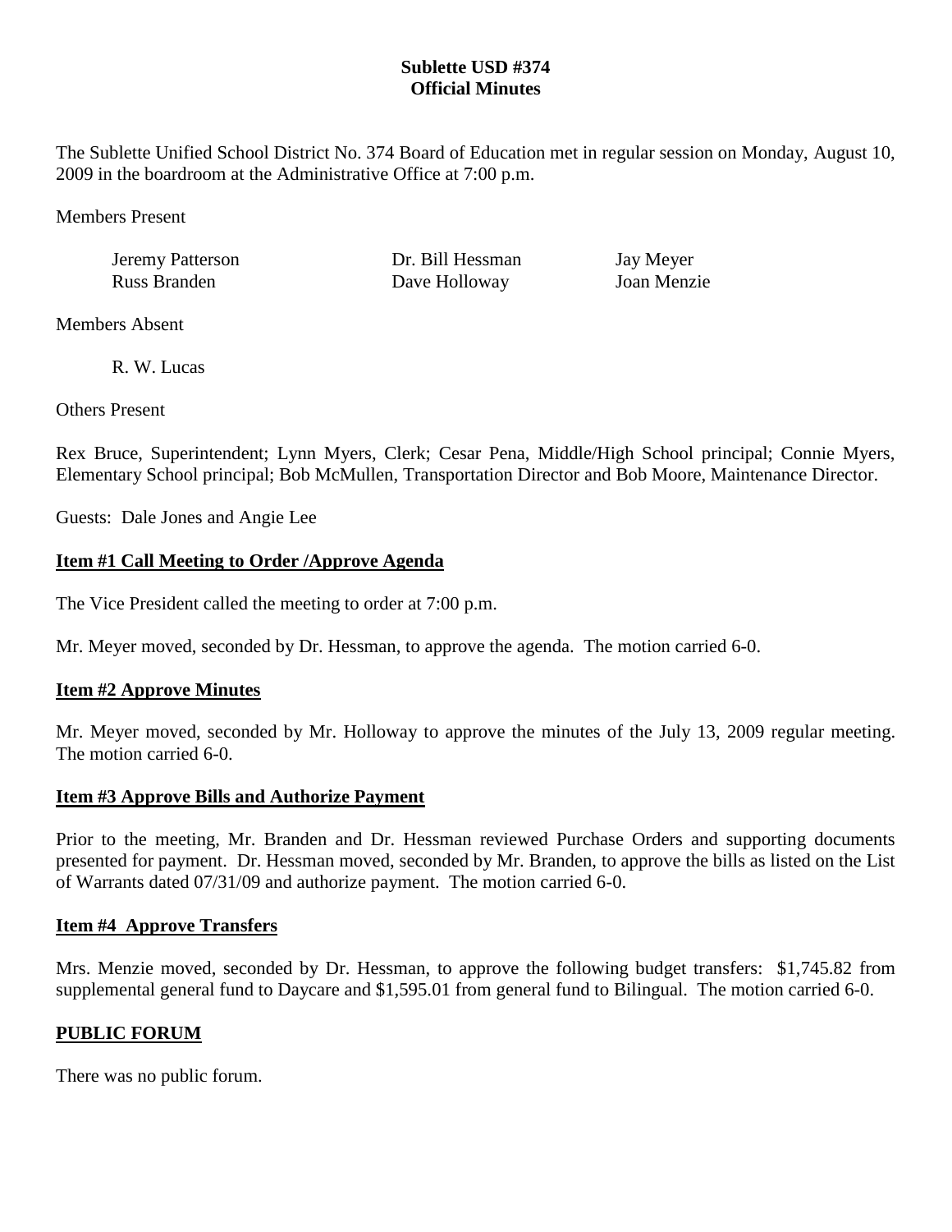# Sublette USD #374
# Official Minutes

The Sublette Unified School District No. 374 Board of Education met in regular session on Monday, August 10, 2009 in the boardroom at the Administrative Office at 7:00 p.m.

Members Present

| | | |
|---|---|---|
| Jeremy Patterson | Dr. Bill Hessman | Jay Meyer |
| Russ Branden | Dave Holloway | Joan Menzie |

Members Absent

R. W. Lucas

Others Present

Rex Bruce, Superintendent; Lynn Myers, Clerk; Cesar Pena, Middle/High School principal; Connie Myers, Elementary School principal; Bob McMullen, Transportation Director and Bob Moore, Maintenance Director.

Guests: Dale Jones and Angie Lee

## Item #1 Call Meeting to Order /Approve Agenda

The Vice President called the meeting to order at 7:00 p.m.

Mr. Meyer moved, seconded by Dr. Hessman, to approve the agenda. The motion carried 6-0.

## Item #2 Approve Minutes

Mr. Meyer moved, seconded by Mr. Holloway to approve the minutes of the July 13, 2009 regular meeting. The motion carried 6-0.

## Item #3 Approve Bills and Authorize Payment

Prior to the meeting, Mr. Branden and Dr. Hessman reviewed Purchase Orders and supporting documents presented for payment. Dr. Hessman moved, seconded by Mr. Branden, to approve the bills as listed on the List of Warrants dated 07/31/09 and authorize payment. The motion carried 6-0.

## Item #4 Approve Transfers

Mrs. Menzie moved, seconded by Dr. Hessman, to approve the following budget transfers: $1,745.82 from supplemental general fund to Daycare and $1,595.01 from general fund to Bilingual. The motion carried 6-0.

## PUBLIC FORUM

There was no public forum.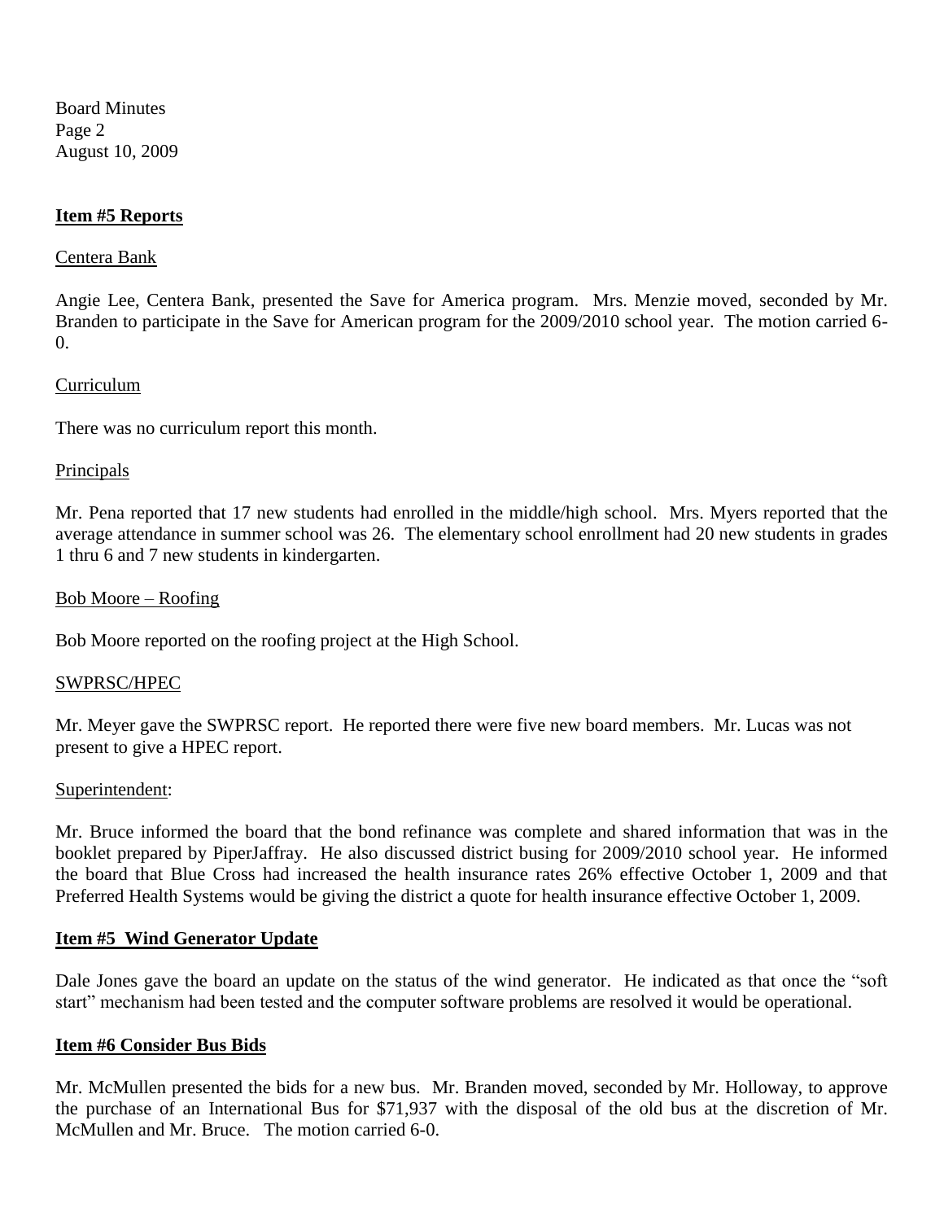## Item #5 Reports

Centera Bank

Angie Lee, Centera Bank, presented the Save for America program. Mrs. Menzie moved, seconded by Mr. Branden to participate in the Save for American program for the 2009/2010 school year. The motion carried 6-0.

Curriculum

There was no curriculum report this month.

Principals

Mr. Pena reported that 17 new students had enrolled in the middle/high school. Mrs. Myers reported that the average attendance in summer school was 26. The elementary school enrollment had 20 new students in grades 1 thru 6 and 7 new students in kindergarten.

Bob Moore – Roofing

Bob Moore reported on the roofing project at the High School.

SWPRSC/HPEC

Mr. Meyer gave the SWPRSC report. He reported there were five new board members. Mr. Lucas was not present to give a HPEC report.

Superintendent:

Mr. Bruce informed the board that the bond refinance was complete and shared information that was in the booklet prepared by PiperJaffray. He also discussed district busing for 2009/2010 school year. He informed the board that Blue Cross had increased the health insurance rates 26% effective October 1, 2009 and that Preferred Health Systems would be giving the district a quote for health insurance effective October 1, 2009.

## Item #5 Wind Generator Update

Dale Jones gave the board an update on the status of the wind generator. He indicated as that once the "soft start" mechanism had been tested and the computer software problems are resolved it would be operational.

## Item #6 Consider Bus Bids

Mr. McMullen presented the bids for a new bus. Mr. Branden moved, seconded by Mr. Holloway, to approve the purchase of an International Bus for $71,937 with the disposal of the old bus at the discretion of Mr. McMullen and Mr. Bruce. The motion carried 6-0.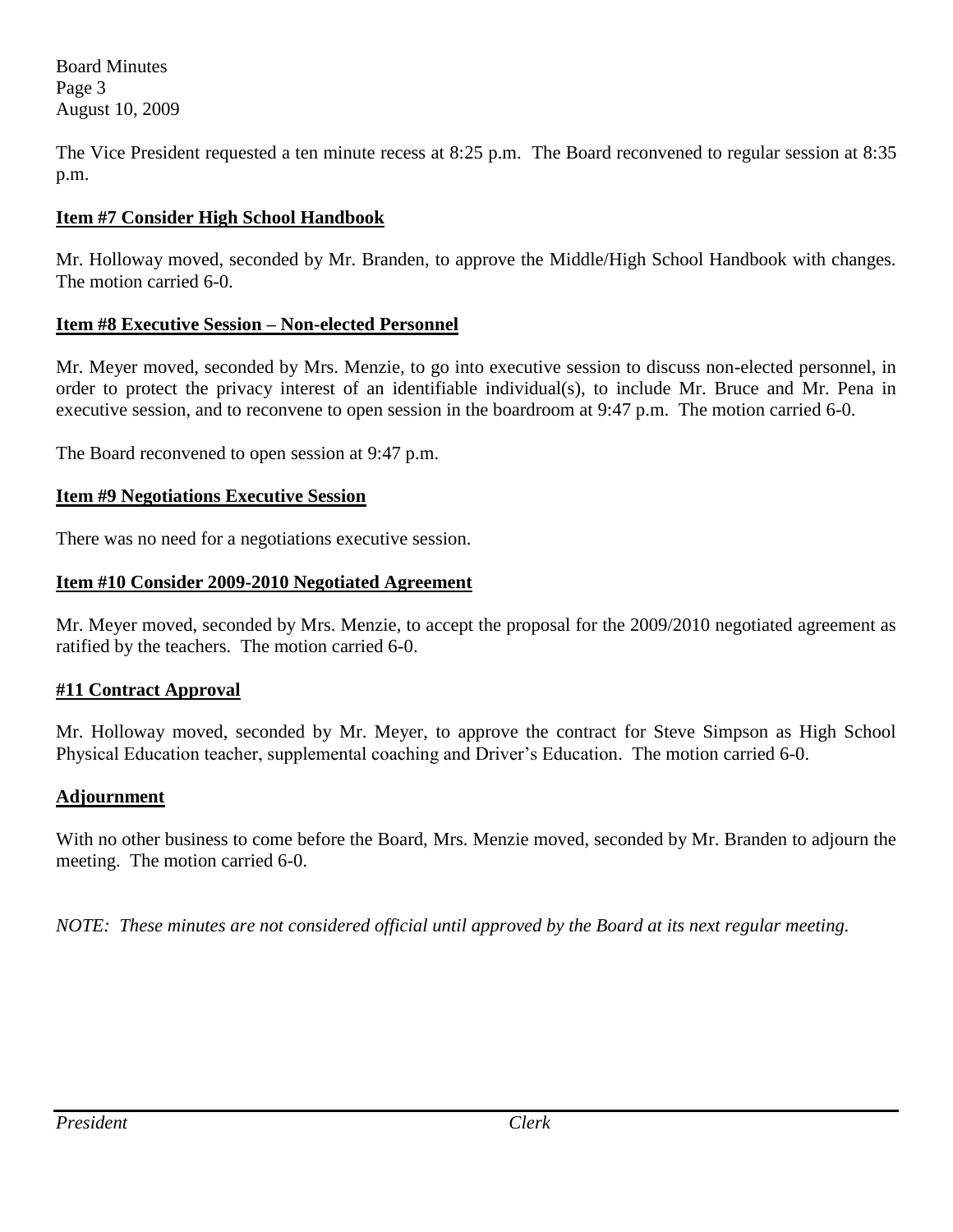The Vice President requested a ten minute recess at 8:25 p.m. The Board reconvened to regular session at 8:35 p.m.

**Item #7 Consider High School Handbook**

Mr. Holloway moved, seconded by Mr. Branden, to approve the Middle/High School Handbook with changes. The motion carried 6-0.

**Item #8 Executive Session – Non-elected Personnel**

Mr. Meyer moved, seconded by Mrs. Menzie, to go into executive session to discuss non-elected personnel, in order to protect the privacy interest of an identifiable individual(s), to include Mr. Bruce and Mr. Pena in executive session, and to reconvene to open session in the boardroom at 9:47 p.m. The motion carried 6-0.

The Board reconvened to open session at 9:47 p.m.

**Item #9 Negotiations Executive Session**

There was no need for a negotiations executive session.

**Item #10 Consider 2009-2010 Negotiated Agreement**

Mr. Meyer moved, seconded by Mrs. Menzie, to accept the proposal for the 2009/2010 negotiated agreement as ratified by the teachers. The motion carried 6-0.

**#11 Contract Approval**

Mr. Holloway moved, seconded by Mr. Meyer, to approve the contract for Steve Simpson as High School Physical Education teacher, supplemental coaching and Driver's Education. The motion carried 6-0.

**Adjournment**

With no other business to come before the Board, Mrs. Menzie moved, seconded by Mr. Branden to adjourn the meeting. The motion carried 6-0.

*NOTE: These minutes are not considered official until approved by the Board at its next regular meeting.*

*President* *Clerk*